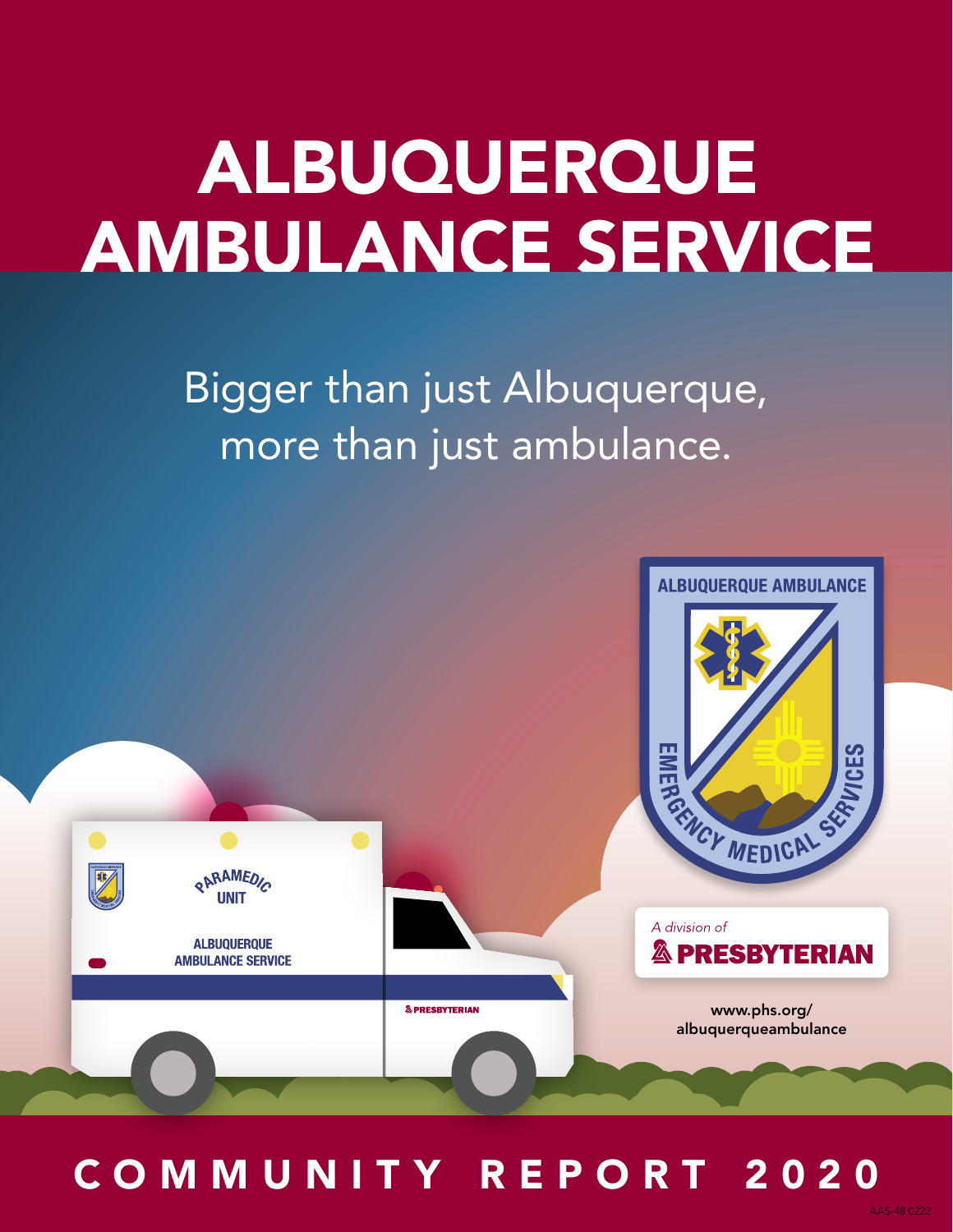# ALBUQUERQUE AMBULANCE SERVICE

Bigger than just Albuquerque, more than just ambulance.

*A division of* **PRESBYTERIAN**

www.phs.org/albuquerqueambulance

## COMMUNITY REPORT 2020

AAS-48 0222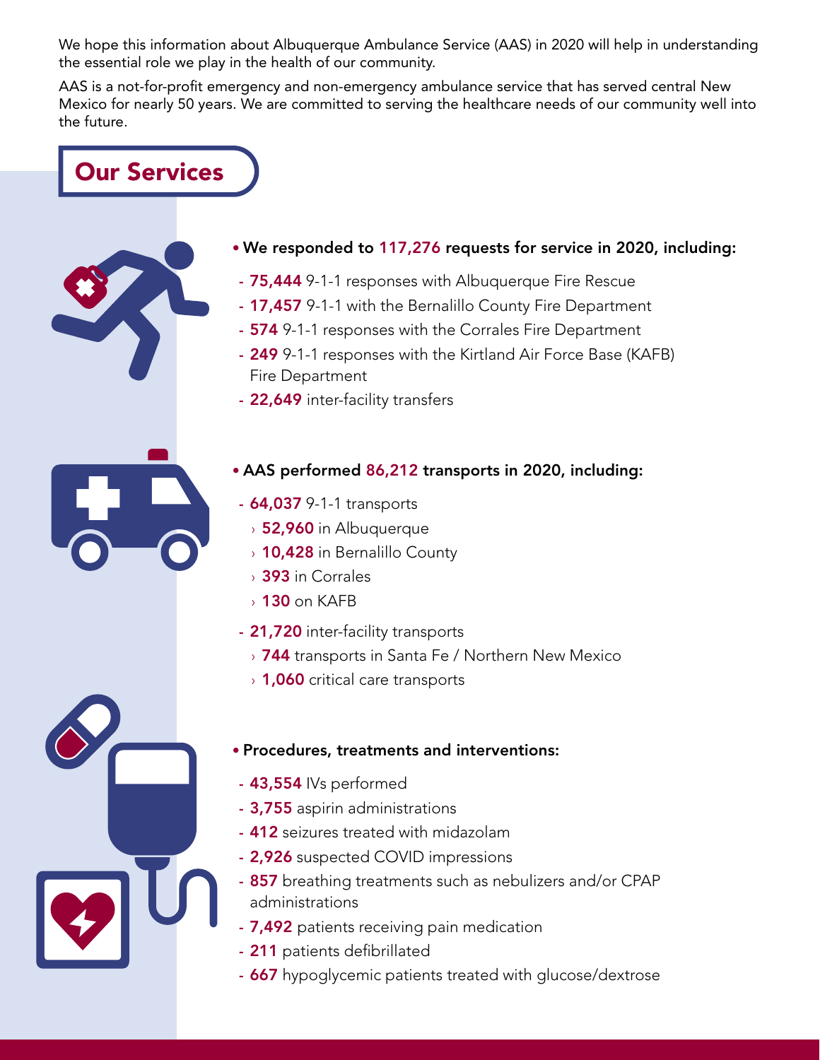We hope this information about Albuquerque Ambulance Service (AAS) in 2020 will help in understanding the essential role we play in the health of our community.

AAS is a not-for-profit emergency and non-emergency ambulance service that has served central New Mexico for nearly 50 years. We are committed to serving the healthcare needs of our community well into the future.

## Our Services

- **We responded to 117,276 requests for service in 2020, including:**
  - **75,444** 9-1-1 responses with Albuquerque Fire Rescue
  - **17,457** 9-1-1 with the Bernalillo County Fire Department
  - **574** 9-1-1 responses with the Corrales Fire Department
  - **249** 9-1-1 responses with the Kirtland Air Force Base (KAFB) Fire Department
  - **22,649** inter-facility transfers

- **AAS performed 86,212 transports in 2020, including:**
  - **64,037** 9-1-1 transports
    - **52,960** in Albuquerque
    - **10,428** in Bernalillo County
    - **393** in Corrales
    - **130** on KAFB
  - **21,720** inter-facility transports
    - **744** transports in Santa Fe / Northern New Mexico
    - **1,060** critical care transports

- **Procedures, treatments and interventions:**
  - **43,554** IVs performed
  - **3,755** aspirin administrations
  - **412** seizures treated with midazolam
  - **2,926** suspected COVID impressions
  - **857** breathing treatments such as nebulizers and/or CPAP administrations
  - **7,492** patients receiving pain medication
  - **211** patients defibrillated
  - **667** hypoglycemic patients treated with glucose/dextrose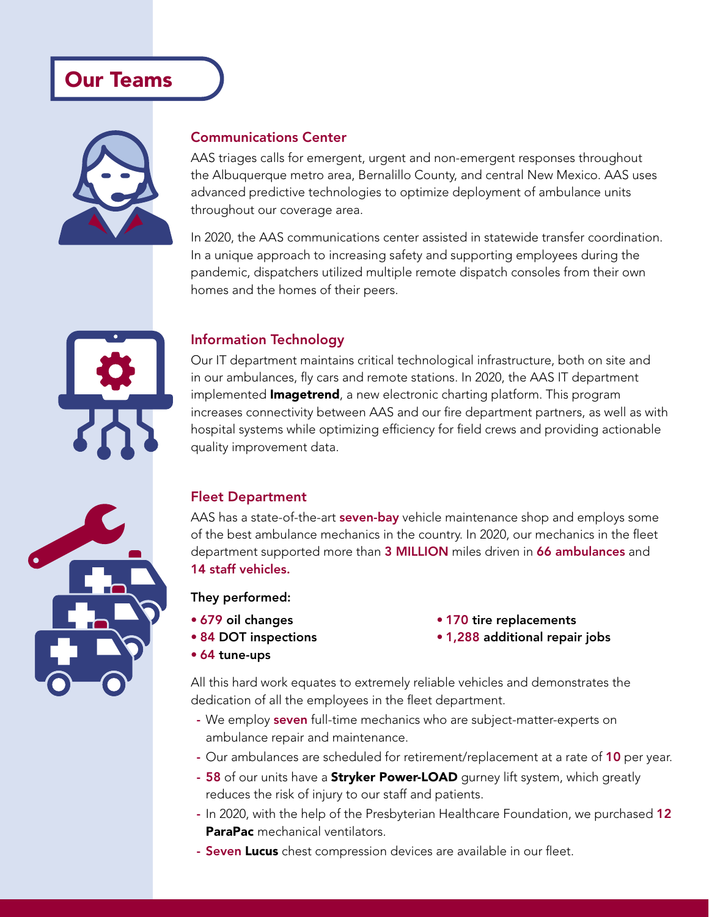# Our Teams

## Communications Center

AAS triages calls for emergent, urgent and non-emergent responses throughout the Albuquerque metro area, Bernalillo County, and central New Mexico. AAS uses advanced predictive technologies to optimize deployment of ambulance units throughout our coverage area.

In 2020, the AAS communications center assisted in statewide transfer coordination. In a unique approach to increasing safety and supporting employees during the pandemic, dispatchers utilized multiple remote dispatch consoles from their own homes and the homes of their peers.

## Information Technology

Our IT department maintains critical technological infrastructure, both on site and in our ambulances, fly cars and remote stations. In 2020, the AAS IT department implemented **Imagetrend**, a new electronic charting platform. This program increases connectivity between AAS and our fire department partners, as well as with hospital systems while optimizing efficiency for field crews and providing actionable quality improvement data.

## Fleet Department

AAS has a state-of-the-art **seven-bay** vehicle maintenance shop and employs some of the best ambulance mechanics in the country. In 2020, our mechanics in the fleet department supported more than **3 MILLION** miles driven in **66 ambulances** and **14 staff vehicles.**

**They performed:**

- **679 oil changes**
- **84 DOT inspections**
- **64 tune-ups**
- **170 tire replacements**
- **1,288 additional repair jobs**

All this hard work equates to extremely reliable vehicles and demonstrates the dedication of all the employees in the fleet department.

- We employ **seven** full-time mechanics who are subject-matter-experts on ambulance repair and maintenance.
- Our ambulances are scheduled for retirement/replacement at a rate of **10** per year.
- **58** of our units have a **Stryker Power-LOAD** gurney lift system, which greatly reduces the risk of injury to our staff and patients.
- In 2020, with the help of the Presbyterian Healthcare Foundation, we purchased **12 ParaPac** mechanical ventilators.
- **Seven Lucus** chest compression devices are available in our fleet.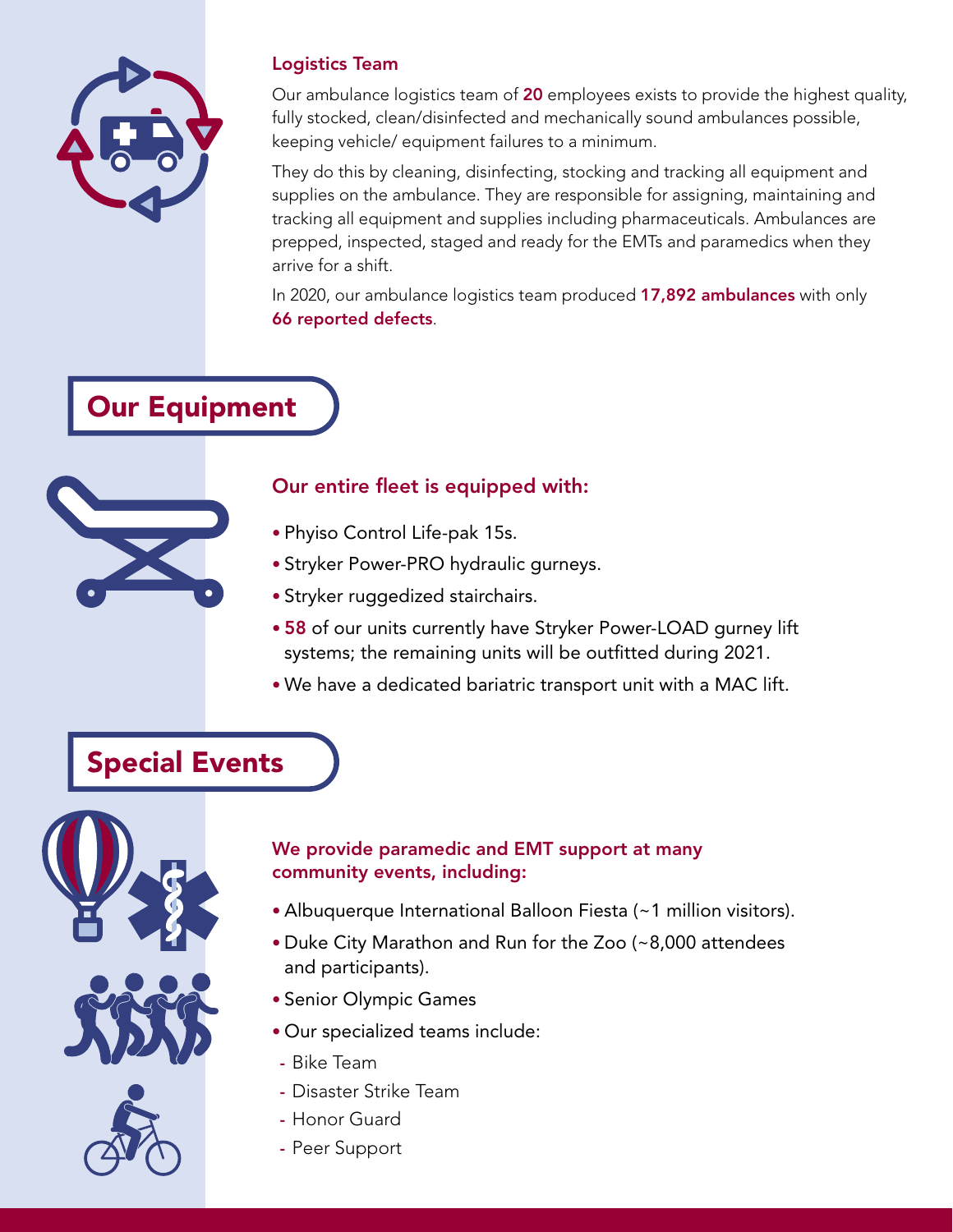### Logistics Team

Our ambulance logistics team of **20** employees exists to provide the highest quality, fully stocked, clean/disinfected and mechanically sound ambulances possible, keeping vehicle/ equipment failures to a minimum.

They do this by cleaning, disinfecting, stocking and tracking all equipment and supplies on the ambulance. They are responsible for assigning, maintaining and tracking all equipment and supplies including pharmaceuticals. Ambulances are prepped, inspected, staged and ready for the EMTs and paramedics when they arrive for a shift.

In 2020, our ambulance logistics team produced **17,892 ambulances** with only **66 reported defects**.

## Our Equipment

### Our entire fleet is equipped with:

- Phyiso Control Life-pak 15s.
- Stryker Power-PRO hydraulic gurneys.
- Stryker ruggedized stairchairs.
- **58** of our units currently have Stryker Power-LOAD gurney lift systems; the remaining units will be outfitted during 2021.
- We have a dedicated bariatric transport unit with a MAC lift.

## Special Events

### We provide paramedic and EMT support at many community events, including:

- Albuquerque International Balloon Fiesta (~1 million visitors).
- Duke City Marathon and Run for the Zoo (~8,000 attendees and participants).
- Senior Olympic Games
- Our specialized teams include:
  - Bike Team
  - Disaster Strike Team
  - Honor Guard
  - Peer Support